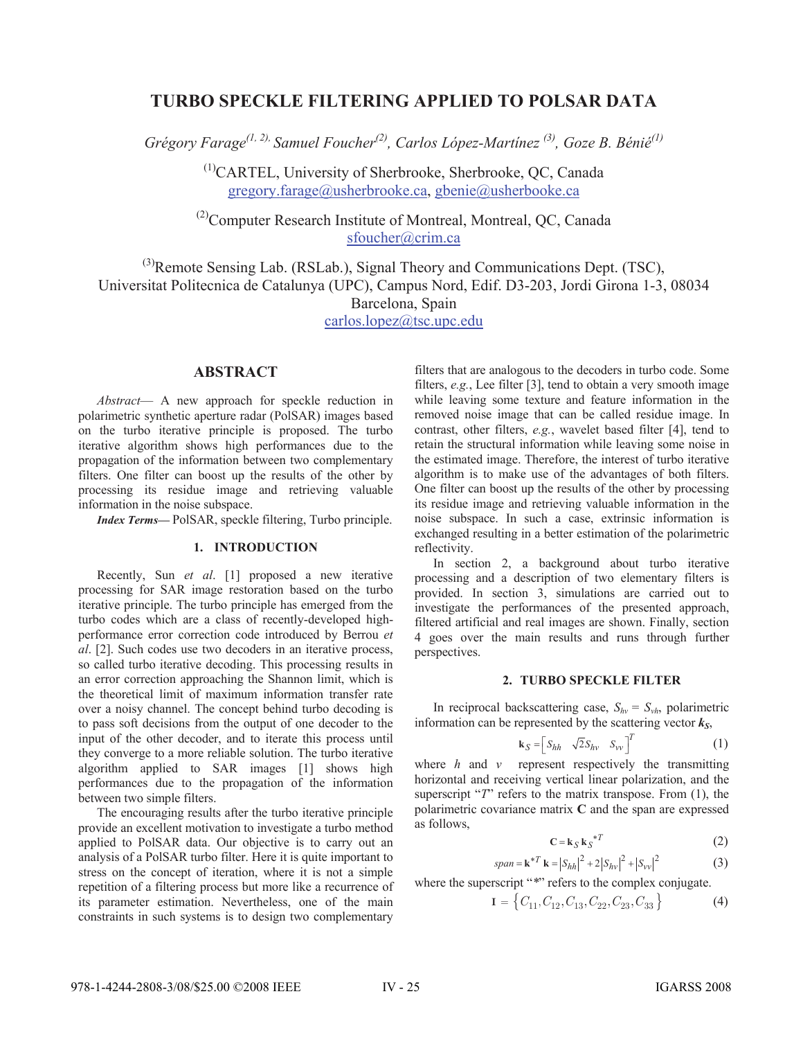# TURBO SPECKLE FILTERING APPLIED TO POLSAR DATA

*Grégory Farage[(1, 2)], Samuel Foucher[(2)], Carlos López-Martínez [(3)], Goze B. Bénié[(1)]*

[(1)]CARTEL, University of Sherbrooke, Sherbrooke, QC, Canada
gregory.farage@usherbrooke.ca, gbenie@usherbooke.ca

[(2)]Computer Research Institute of Montreal, Montreal, QC, Canada
sfoucher@crim.ca

[(3)]Remote Sensing Lab. (RSLab.), Signal Theory and Communications Dept. (TSC), Universitat Politecnica de Catalunya (UPC), Campus Nord, Edif. D3-203, Jordi Girona 1-3, 08034 Barcelona, Spain
carlos.lopez@tsc.upc.edu

## ABSTRACT

*Abstract*— A new approach for speckle reduction in polarimetric synthetic aperture radar (PolSAR) images based on the turbo iterative principle is proposed. The turbo iterative algorithm shows high performances due to the propagation of the information between two complementary filters. One filter can boost up the results of the other by processing its residue image and retrieving valuable information in the noise subspace.

***Index Terms***— PolSAR, speckle filtering, Turbo principle.

## 1. INTRODUCTION

Recently, Sun *et al*. [1] proposed a new iterative processing for SAR image restoration based on the turbo iterative principle. The turbo principle has emerged from the turbo codes which are a class of recently-developed high-performance error correction code introduced by Berrou *et al*. [2]. Such codes use two decoders in an iterative process, so called turbo iterative decoding. This processing results in an error correction approaching the Shannon limit, which is the theoretical limit of maximum information transfer rate over a noisy channel. The concept behind turbo decoding is to pass soft decisions from the output of one decoder to the input of the other decoder, and to iterate this process until they converge to a more reliable solution. The turbo iterative algorithm applied to SAR images [1] shows high performances due to the propagation of the information between two simple filters.

The encouraging results after the turbo iterative principle provide an excellent motivation to investigate a turbo method applied to PolSAR data. Our objective is to carry out an analysis of a PolSAR turbo filter. Here it is quite important to stress on the concept of iteration, where it is not a simple repetition of a filtering process but more like a recurrence of its parameter estimation. Nevertheless, one of the main constraints in such systems is to design two complementary filters that are analogous to the decoders in turbo code. Some filters, *e.g.*, Lee filter [3], tend to obtain a very smooth image while leaving some texture and feature information in the removed noise image that can be called residue image. In contrast, other filters, *e.g.*, wavelet based filter [4], tend to retain the structural information while leaving some noise in the estimated image. Therefore, the interest of turbo iterative algorithm is to make use of the advantages of both filters. One filter can boost up the results of the other by processing its residue image and retrieving valuable information in the noise subspace. In such a case, extrinsic information is exchanged resulting in a better estimation of the polarimetric reflectivity.

In section 2, a background about turbo iterative processing and a description of two elementary filters is provided. In section 3, simulations are carried out to investigate the performances of the presented approach, filtered artificial and real images are shown. Finally, section 4 goes over the main results and runs through further perspectives.

## 2. TURBO SPECKLE FILTER

In reciprocal backscattering case, $S_{hv} = S_{vh}$, polarimetric information can be represented by the scattering vector $\mathbf{k}_S$,

$$\mathbf{k}_S = \begin{bmatrix} S_{hh} & \sqrt{2}S_{hv} & S_{vv} \end{bmatrix}^T \tag{1}$$

where $h$ and $v$ represent respectively the transmitting horizontal and receiving vertical linear polarization, and the superscript "$T$" refers to the matrix transpose. From (1), the polarimetric covariance matrix $\mathbf{C}$ and the span are expressed as follows,

$$\mathbf{C} = \mathbf{k}_S \, \mathbf{k}_S^{*T} \tag{2}$$

$$span = \mathbf{k}^{*T}\,\mathbf{k} = |S_{hh}|^2 + 2|S_{hv}|^2 + |S_{vv}|^2 \tag{3}$$

where the superscript "*" refers to the complex conjugate.

$$\mathbf{I} = \left\{ C_{11}, C_{12}, C_{13}, C_{22}, C_{23}, C_{33} \right\} \tag{4}$$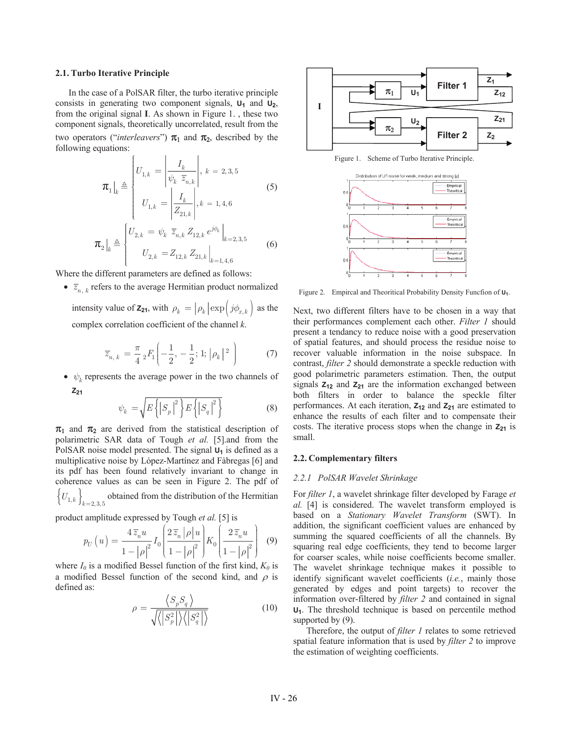### 2.1. Turbo Iterative Principle

In the case of a PolSAR filter, the turbo iterative principle consists in generating two component signals, $\mathbf{U_1}$ and $\mathbf{U_2}$, from the original signal **I**. As shown in Figure 1. , these two component signals, theoretically uncorrelated, result from the two operators ("*interleavers*") $\pi_1$ and $\pi_2$, described by the following equations:

$$\pi_1\big|_k \triangleq \begin{cases} U_{1,k} = \left| \dfrac{I_k}{\psi_k \ \overline{z}_{n,k}} \right|, \ k = 2,3,5 \\ U_{1,k} = \left| \dfrac{I_k}{Z_{21,k}} \right|, k = 1,4,6 \end{cases} \tag{5}$$

$$\pi_2\big|_k \triangleq \begin{cases} U_{2,k} = \psi_k \ \overline{z}_{n,k} \, Z_{12,k} \, e^{j\phi_k} \Big|_{k=2,3,5} \\ U_{2,k} = Z_{12,k} \, Z_{21,k} \Big|_{k=1,4,6} \end{cases} \tag{6}$$

Where the different parameters are defined as follows:

- $\overline{z}_{n,\,k}$ refers to the average Hermitian product normalized intensity value of $\mathbf{Z_{21}}$, with $\rho_k = |\rho_k| \exp\left(j\phi_{x,k}\right)$ as the complex correlation coefficient of the channel *k*.

$$\overline{z}_{n,\,k} = \frac{\pi}{4} \, {}_2F_1\left(-\frac{1}{2}, -\frac{1}{2}; 1; |\rho_k|^2\right) \tag{7}$$

- $\psi_k$ represents the average power in the two channels of $\mathbf{Z_{21}}$

$$\psi_k = \sqrt{E\left\{|S_p|^2\right\} E\left\{|S_q|^2\right\}} \tag{8}$$

$\pi_1$ and $\pi_2$ are derived from the statistical description of polarimetric SAR data of Tough *et al.* [5].and from the PolSAR noise model presented. The signal $\mathbf{U_1}$ is defined as a multiplicative noise by López-Martínez and Fàbregas [6] and its pdf has been found relatively invariant to change in coherence values as can be seen in Figure 2. The pdf of $\left\{U_{1,k}\right\}_{k=2,3,5}$ obtained from the distribution of the Hermitian product amplitude expressed by Tough *et al.* [5] is

$$p_U(u) = \frac{4\,\overline{z}_n u}{1-|\rho|^2} I_0\left(\frac{2\,\overline{z}_n |\rho| u}{1-|\rho|^2}\right) K_0\left(\frac{2\,\overline{z}_n u}{1-|\rho|^2}\right) \tag{9}$$

where $I_0$ is a modified Bessel function of the first kind, $K_0$ is a modified Bessel function of the second kind, and $\rho$ is defined as:

$$\rho = \frac{\langle S_p S_q \rangle}{\sqrt{\langle |S_p^2| \rangle \langle |S_q^2| \rangle}} \tag{10}$$

Figure 1. Scheme of Turbo Iterative Principle.

Figure 2. Empircal and Theoritical Probability Density Funcfion of $\mathbf{U_1}$.

Next, two different filters have to be chosen in a way that their performances complement each other. *Filter 1* should present a tendancy to reduce noise with a good preservation of spatial features, and should process the residue noise to recover valuable information in the noise subspace. In contrast, *filter 2* should demonstrate a speckle reduction with good polarimetric parameters estimation. Then, the output signals $\mathbf{Z_{12}}$ and $\mathbf{Z_{21}}$ are the information exchanged between both filters in order to balance the speckle filter performances. At each iteration, $\mathbf{Z_{12}}$ and $\mathbf{Z_{21}}$ are estimated to enhance the results of each filter and to compensate their costs. The iterative process stops when the change in $\mathbf{Z_{21}}$ is small.

### 2.2. Complementary filters

#### *2.2.1 PolSAR Wavelet Shrinkage*

For *filter 1*, a wavelet shrinkage filter developed by Farage *et al.* [4] is considered. The wavelet transform employed is based on a *Stationary Wavelet Transform* (SWT). In addition, the significant coefficient values are enhanced by summing the squared coefficients of all the channels. By squaring real edge coefficients, they tend to become larger for coarser scales, while noise coefficients become smaller. The wavelet shrinkage technique makes it possible to identify significant wavelet coefficients (*i.e.*, mainly those generated by edges and point targets) to recover the information over-filtered by *filter 2* and contained in signal $\mathbf{U_1}$. The threshold technique is based on percentile method supported by (9).

Therefore, the output of *filter 1* relates to some retrieved spatial feature information that is used by *filter 2* to improve the estimation of weighting coefficients.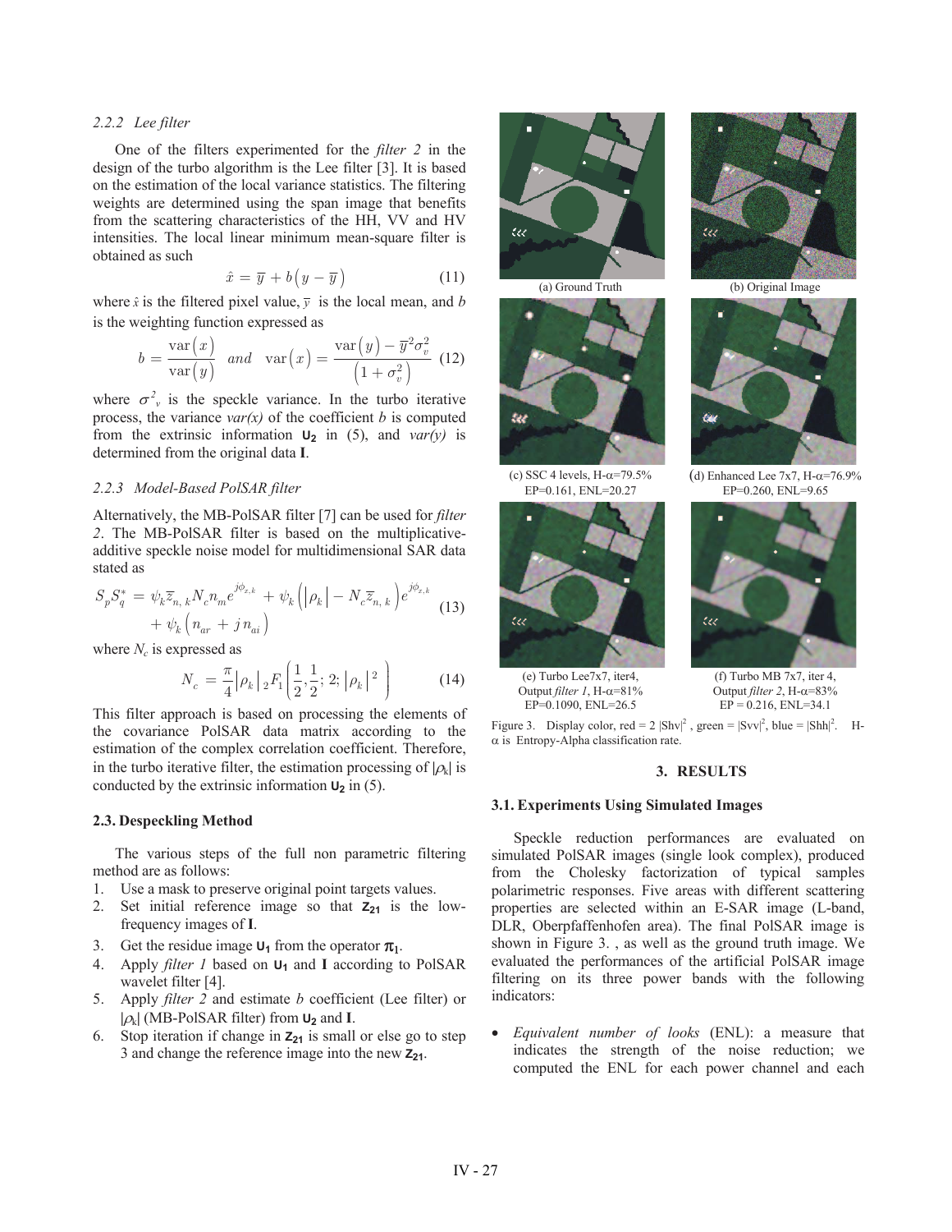*2.2.2 Lee filter*

One of the filters experimented for the *filter 2* in the design of the turbo algorithm is the Lee filter [3]. It is based on the estimation of the local variance statistics. The filtering weights are determined using the span image that benefits from the scattering characteristics of the HH, VV and HV intensities. The local linear minimum mean-square filter is obtained as such

$$\hat{x} = \overline{y} + b\left(y - \overline{y}\right) \tag{11}$$

where $\hat{x}$ is the filtered pixel value, $\overline{y}$ is the local mean, and $b$ is the weighting function expressed as

$$b = \frac{\mathrm{var}\left(x\right)}{\mathrm{var}\left(y\right)} \quad and \quad \mathrm{var}\left(x\right) = \frac{\mathrm{var}\left(y\right) - \overline{y}^2\sigma_v^2}{\left(1+\sigma_v^2\right)} \tag{12}$$

where $\sigma^2_v$ is the speckle variance. In the turbo iterative process, the variance *var(x)* of the coefficient $b$ is computed from the extrinsic information $\mathbf{U_2}$ in (5), and *var(y)* is determined from the original data **I**.

*2.2.3 Model-Based PolSAR filter*

Alternatively, the MB-PolSAR filter [7] can be used for *filter 2*. The MB-PolSAR filter is based on the multiplicative-additive speckle noise model for multidimensional SAR data stated as

$$\begin{aligned} S_pS_q^* = {} & \psi_k \overline{z}_{n,k} N_c n_m e^{j\phi_{x,k}} + \psi_k\left(\left|\rho_k\right| - N_c\overline{z}_{n,k}\right)e^{j\phi_{x,k}} \\ & + \psi_k\left(n_{ar} + j\,n_{ai}\right) \end{aligned} \tag{13}$$

where $N_c$ is expressed as

$$N_c = \frac{\pi}{4}\left|\rho_k\right| {}_2F_1\left(\frac{1}{2},\frac{1}{2};2;\left|\rho_k\right|^2\right) \tag{14}$$

This filter approach is based on processing the elements of the covariance PolSAR data matrix according to the estimation of the complex correlation coefficient. Therefore, in the turbo iterative filter, the estimation processing of $|\rho_k|$ is conducted by the extrinsic information $\mathbf{U_2}$ in (5).

### 2.3. Despeckling Method

The various steps of the full non parametric filtering method are as follows:

1. Use a mask to preserve original point targets values.
2. Set initial reference image so that $\mathbf{Z_{21}}$ is the low-frequency images of **I**.
3. Get the residue image $\mathbf{U_1}$ from the operator $\pi_1$.
4. Apply *filter 1* based on $\mathbf{U_1}$ and **I** according to PolSAR wavelet filter [4].
5. Apply *filter 2* and estimate $b$ coefficient (Lee filter) or $|\rho_k|$ (MB-PolSAR filter) from $\mathbf{U_2}$ and **I**.
6. Stop iteration if change in $\mathbf{Z_{21}}$ is small or else go to step 3 and change the reference image into the new $\mathbf{Z_{21}}$.

(a) Ground Truth

(b) Original Image

(c) SSC 4 levels, H-$\alpha$=79.5% EP=0.161, ENL=20.27

(d) Enhanced Lee 7x7, H-$\alpha$=76.9% EP=0.260, ENL=9.65

(e) Turbo Lee7x7, iter4, Output *filter 1*, H-$\alpha$=81% EP=0.1090, ENL=26.5

(f) Turbo MB 7x7, iter 4, Output *filter 2*, H-$\alpha$=83% EP = 0.216, ENL=34.1

Figure 3. Display color, red = 2 $|S_{hv}|^2$ , green = $|S_{vv}|^2$, blue = $|S_{hh}|^2$. H-$\alpha$ is Entropy-Alpha classification rate.

## 3. RESULTS

### 3.1. Experiments Using Simulated Images

Speckle reduction performances are evaluated on simulated PolSAR images (single look complex), produced from the Cholesky factorization of typical samples polarimetric responses. Five areas with different scattering properties are selected within an E-SAR image (L-band, DLR, Oberpfaffenhofen area). The final PolSAR image is shown in Figure 3. , as well as the ground truth image. We evaluated the performances of the artificial PolSAR image filtering on its three power bands with the following indicators:

- *Equivalent number of looks* (ENL): a measure that indicates the strength of the noise reduction; we computed the ENL for each power channel and each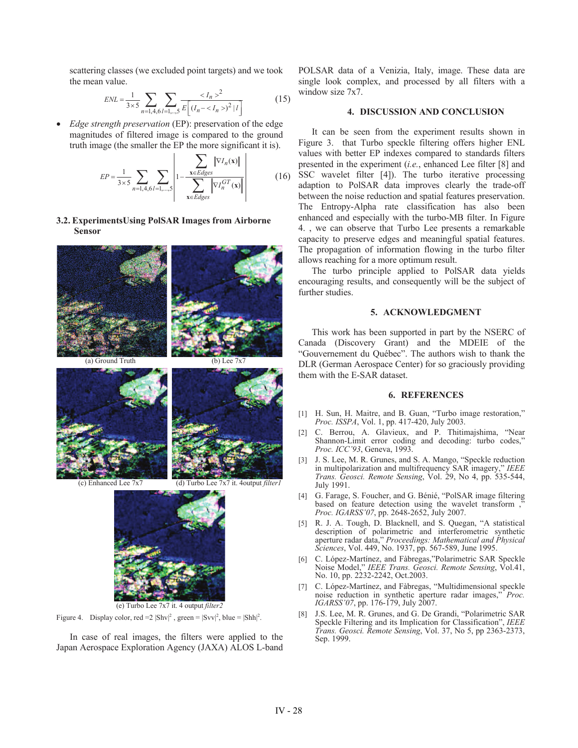scattering classes (we excluded point targets) and we took the mean value.

$$ENL = \frac{1}{3\times 5}\sum_{n=1,4,6}\sum_{l=1,..,5}\frac{<I_n>^2}{E\left[(I_n - <I_n>)^2 \mid l\right]} \quad (15)$$

- *Edge strength preservation* (EP): preservation of the edge magnitudes of filtered image is compared to the ground truth image (the smaller the EP the more significant it is).

$$EP = \frac{1}{3\times 5}\sum_{n=1,4,6}\sum_{l=1,...,5}\left|1 - \frac{\sum_{\mathbf{x}\in Edges}\left\|\nabla I_n(\mathbf{x})\right\|}{\sum_{\mathbf{x}\in Edges}\left\|\nabla I_n^{GT}(\mathbf{x})\right\|}\right| \quad (16)$$

### 3.2. ExperimentsUsing PolSAR Images from Airborne Sensor

(a) Ground Truth

(b) Lee 7x7

(c) Enhanced Lee 7x7

(d) Turbo Lee 7x7 it. 4output *filter1*

(e) Turbo Lee 7x7 it. 4 output *filter2*

Figure 4. Display color, red =2 $|Shv|^2$ , green = $|Svv|^2$, blue = $|Shh|^2$.

In case of real images, the filters were applied to the Japan Aerospace Exploration Agency (JAXA) ALOS L-band POLSAR data of a Venizia, Italy, image. These data are single look complex, and processed by all filters with a window size 7x7.

## 4. DISCUSSION AND CONCLUSION

It can be seen from the experiment results shown in Figure 3. that Turbo speckle filtering offers higher ENL values with better EP indexes compared to standards filters presented in the experiment (*i.e.*, enhanced Lee filter [8] and SSC wavelet filter [4]). The turbo iterative processing adaption to PolSAR data improves clearly the trade-off between the noise reduction and spatial features preservation. The Entropy-Alpha rate classification has also been enhanced and especially with the turbo-MB filter. In Figure 4. , we can observe that Turbo Lee presents a remarkable capacity to preserve edges and meaningful spatial features. The propagation of information flowing in the turbo filter allows reaching for a more optimum result.

The turbo principle applied to PolSAR data yields encouraging results, and consequently will be the subject of further studies.

## 5. ACKNOWLEDGMENT

This work has been supported in part by the NSERC of Canada (Discovery Grant) and the MDEIE of the "Gouvernement du Québec". The authors wish to thank the DLR (German Aerospace Center) for so graciously providing them with the E-SAR dataset.

## 6. REFERENCES

[1] H. Sun, H. Maitre, and B. Guan, "Turbo image restoration," *Proc. ISSPA*, Vol. 1, pp. 417-420, July 2003.

[2] C. Berrou, A. Glavieux, and P. Thitimajshima, "Near Shannon-Limit error coding and decoding: turbo codes," *Proc. ICC'93*, Geneva, 1993.

[3] J. S. Lee, M. R. Grunes, and S. A. Mango, "Speckle reduction in multipolarization and multifrequency SAR imagery," *IEEE Trans. Geosci. Remote Sensing*, Vol. 29, No 4, pp. 535-544, July 1991.

[4] G. Farage, S. Foucher, and G. Bénié, "PolSAR image filtering based on feature detection using the wavelet transform ," *Proc. IGARSS'07*, pp. 2648-2652, July 2007.

[5] R. J. A. Tough, D. Blacknell, and S. Quegan, "A statistical description of polarimetric and interferometric synthetic aperture radar data," *Proceedings: Mathematical and Physical Sciences*, Vol. 449, No. 1937, pp. 567-589, June 1995.

[6] C. López-Martínez, and Fàbregas,"Polarimetric SAR Speckle Noise Model," *IEEE Trans. Geosci. Remote Sensing*, Vol.41, No. 10, pp. 2232-2242, Oct.2003.

[7] C. López-Martínez, and Fàbregas, "Multidimensional speckle noise reduction in synthetic aperture radar images," *Proc. IGARSS'07*, pp. 176-179, July 2007.

[8] J.S. Lee, M. R. Grunes, and G. De Grandi, "Polarimetric SAR Speckle Filtering and its Implication for Classification", *IEEE Trans. Geosci. Remote Sensing*, Vol. 37, No 5, pp 2363-2373, Sep. 1999.